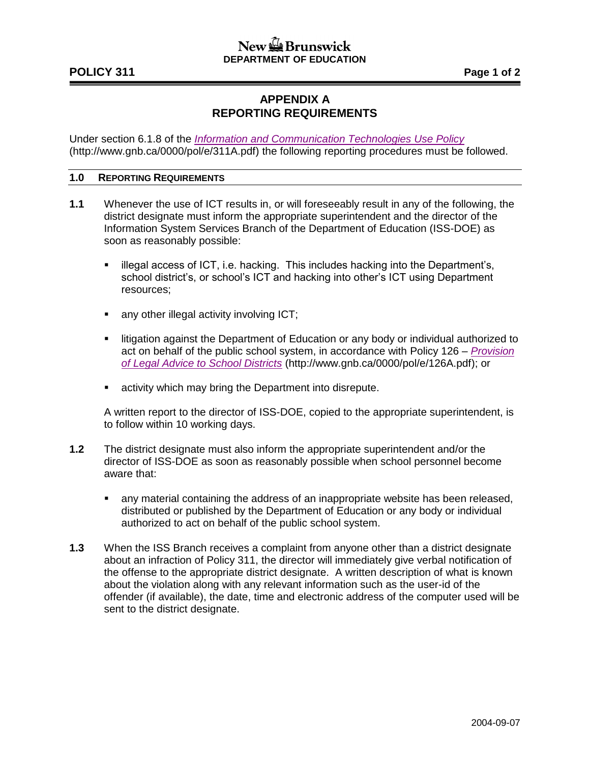# APPENDIX A
# REPORTING REQUIREMENTS

Under section 6.1.8 of the *Information and Communication Technologies Use Policy* (http://www.gnb.ca/0000/pol/e/311A.pdf) the following reporting procedures must be followed.

## 1.0 REPORTING REQUIREMENTS

**1.1** Whenever the use of ICT results in, or will foreseeably result in any of the following, the district designate must inform the appropriate superintendent and the director of the Information System Services Branch of the Department of Education (ISS-DOE) as soon as reasonably possible:

- illegal access of ICT, i.e. hacking. This includes hacking into the Department's, school district's, or school's ICT and hacking into other's ICT using Department resources;
- any other illegal activity involving ICT;
- litigation against the Department of Education or any body or individual authorized to act on behalf of the public school system, in accordance with Policy 126 – *Provision of Legal Advice to School Districts* (http://www.gnb.ca/0000/pol/e/126A.pdf); or
- activity which may bring the Department into disrepute.

A written report to the director of ISS-DOE, copied to the appropriate superintendent, is to follow within 10 working days.

**1.2** The district designate must also inform the appropriate superintendent and/or the director of ISS-DOE as soon as reasonably possible when school personnel become aware that:

- any material containing the address of an inappropriate website has been released, distributed or published by the Department of Education or any body or individual authorized to act on behalf of the public school system.

**1.3** When the ISS Branch receives a complaint from anyone other than a district designate about an infraction of Policy 311, the director will immediately give verbal notification of the offense to the appropriate district designate. A written description of what is known about the violation along with any relevant information such as the user-id of the offender (if available), the date, time and electronic address of the computer used will be sent to the district designate.

2004-09-07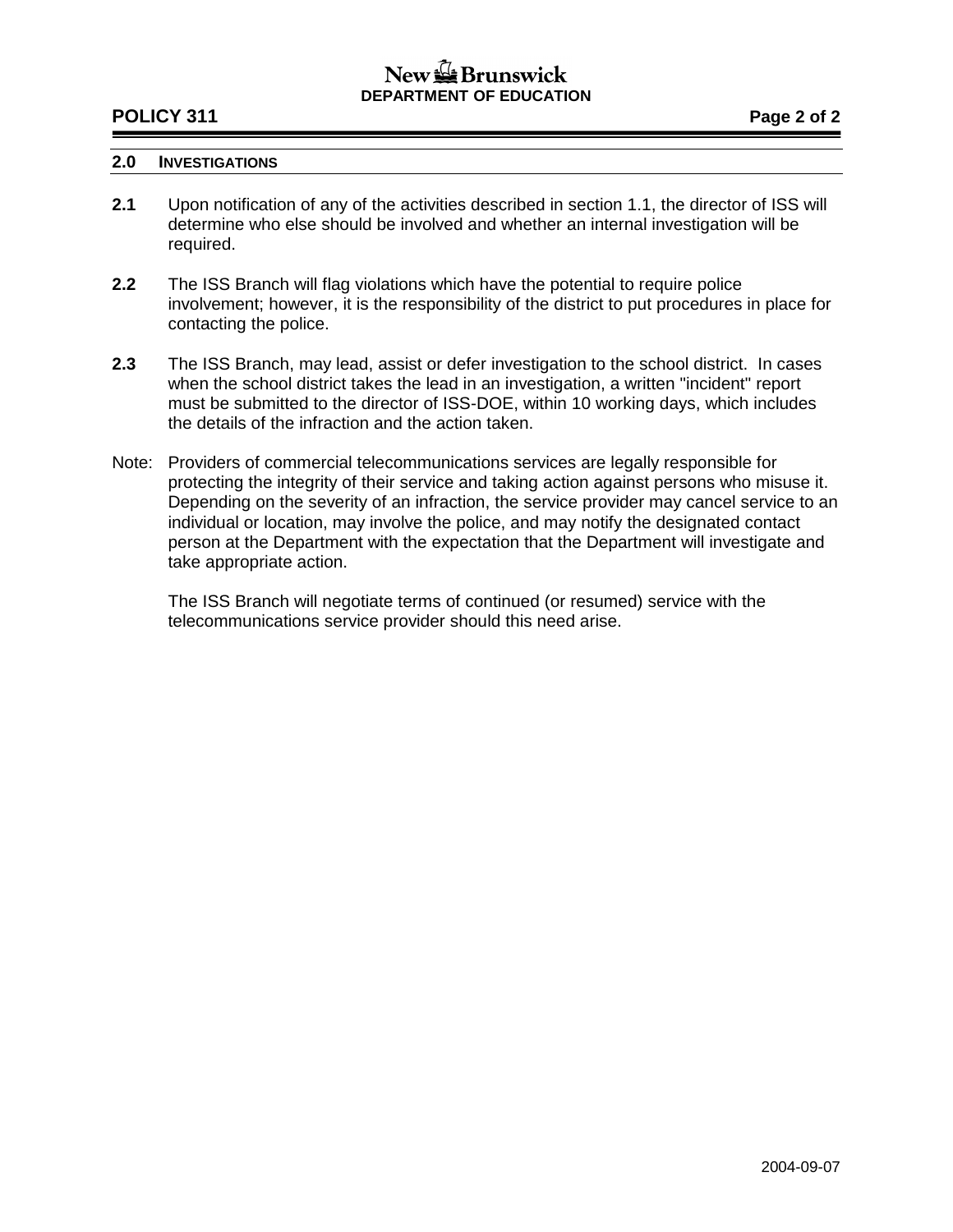## 2.0 INVESTIGATIONS

**2.1** Upon notification of any of the activities described in section 1.1, the director of ISS will determine who else should be involved and whether an internal investigation will be required.

**2.2** The ISS Branch will flag violations which have the potential to require police involvement; however, it is the responsibility of the district to put procedures in place for contacting the police.

**2.3** The ISS Branch, may lead, assist or defer investigation to the school district. In cases when the school district takes the lead in an investigation, a written "incident" report must be submitted to the director of ISS-DOE, within 10 working days, which includes the details of the infraction and the action taken.

Note: Providers of commercial telecommunications services are legally responsible for protecting the integrity of their service and taking action against persons who misuse it. Depending on the severity of an infraction, the service provider may cancel service to an individual or location, may involve the police, and may notify the designated contact person at the Department with the expectation that the Department will investigate and take appropriate action.

The ISS Branch will negotiate terms of continued (or resumed) service with the telecommunications service provider should this need arise.

2004-09-07